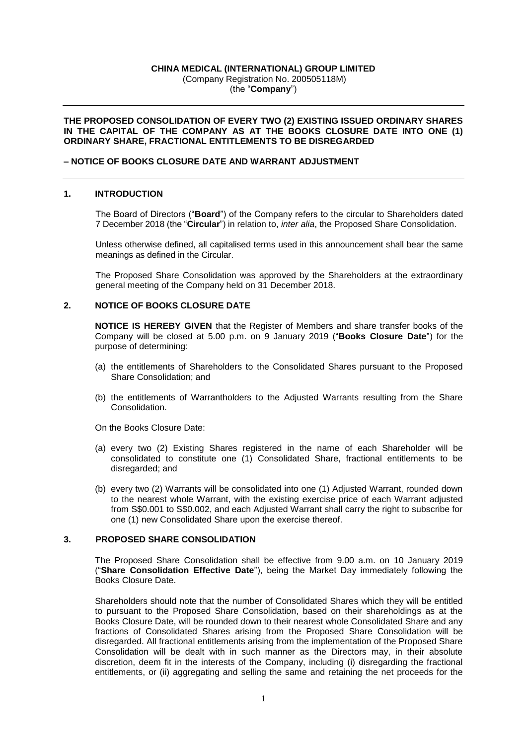**CHINA MEDICAL (INTERNATIONAL) GROUP LIMITED**
(Company Registration No. 200505118M)
(the "**Company**")

---

**THE PROPOSED CONSOLIDATION OF EVERY TWO (2) EXISTING ISSUED ORDINARY SHARES IN THE CAPITAL OF THE COMPANY AS AT THE BOOKS CLOSURE DATE INTO ONE (1) ORDINARY SHARE, FRACTIONAL ENTITLEMENTS TO BE DISREGARDED**

**– NOTICE OF BOOKS CLOSURE DATE AND WARRANT ADJUSTMENT**

---

## 1. INTRODUCTION

The Board of Directors ("**Board**") of the Company refers to the circular to Shareholders dated 7 December 2018 (the "**Circular**") in relation to, *inter alia*, the Proposed Share Consolidation.

Unless otherwise defined, all capitalised terms used in this announcement shall bear the same meanings as defined in the Circular.

The Proposed Share Consolidation was approved by the Shareholders at the extraordinary general meeting of the Company held on 31 December 2018.

## 2. NOTICE OF BOOKS CLOSURE DATE

**NOTICE IS HEREBY GIVEN** that the Register of Members and share transfer books of the Company will be closed at 5.00 p.m. on 9 January 2019 ("**Books Closure Date**") for the purpose of determining:

(a) the entitlements of Shareholders to the Consolidated Shares pursuant to the Proposed Share Consolidation; and

(b) the entitlements of Warrantholders to the Adjusted Warrants resulting from the Share Consolidation.

On the Books Closure Date:

(a) every two (2) Existing Shares registered in the name of each Shareholder will be consolidated to constitute one (1) Consolidated Share, fractional entitlements to be disregarded; and

(b) every two (2) Warrants will be consolidated into one (1) Adjusted Warrant, rounded down to the nearest whole Warrant, with the existing exercise price of each Warrant adjusted from S$0.001 to S$0.002, and each Adjusted Warrant shall carry the right to subscribe for one (1) new Consolidated Share upon the exercise thereof.

## 3. PROPOSED SHARE CONSOLIDATION

The Proposed Share Consolidation shall be effective from 9.00 a.m. on 10 January 2019 ("**Share Consolidation Effective Date**"), being the Market Day immediately following the Books Closure Date.

Shareholders should note that the number of Consolidated Shares which they will be entitled to pursuant to the Proposed Share Consolidation, based on their shareholdings as at the Books Closure Date, will be rounded down to their nearest whole Consolidated Share and any fractions of Consolidated Shares arising from the Proposed Share Consolidation will be disregarded. All fractional entitlements arising from the implementation of the Proposed Share Consolidation will be dealt with in such manner as the Directors may, in their absolute discretion, deem fit in the interests of the Company, including (i) disregarding the fractional entitlements, or (ii) aggregating and selling the same and retaining the net proceeds for the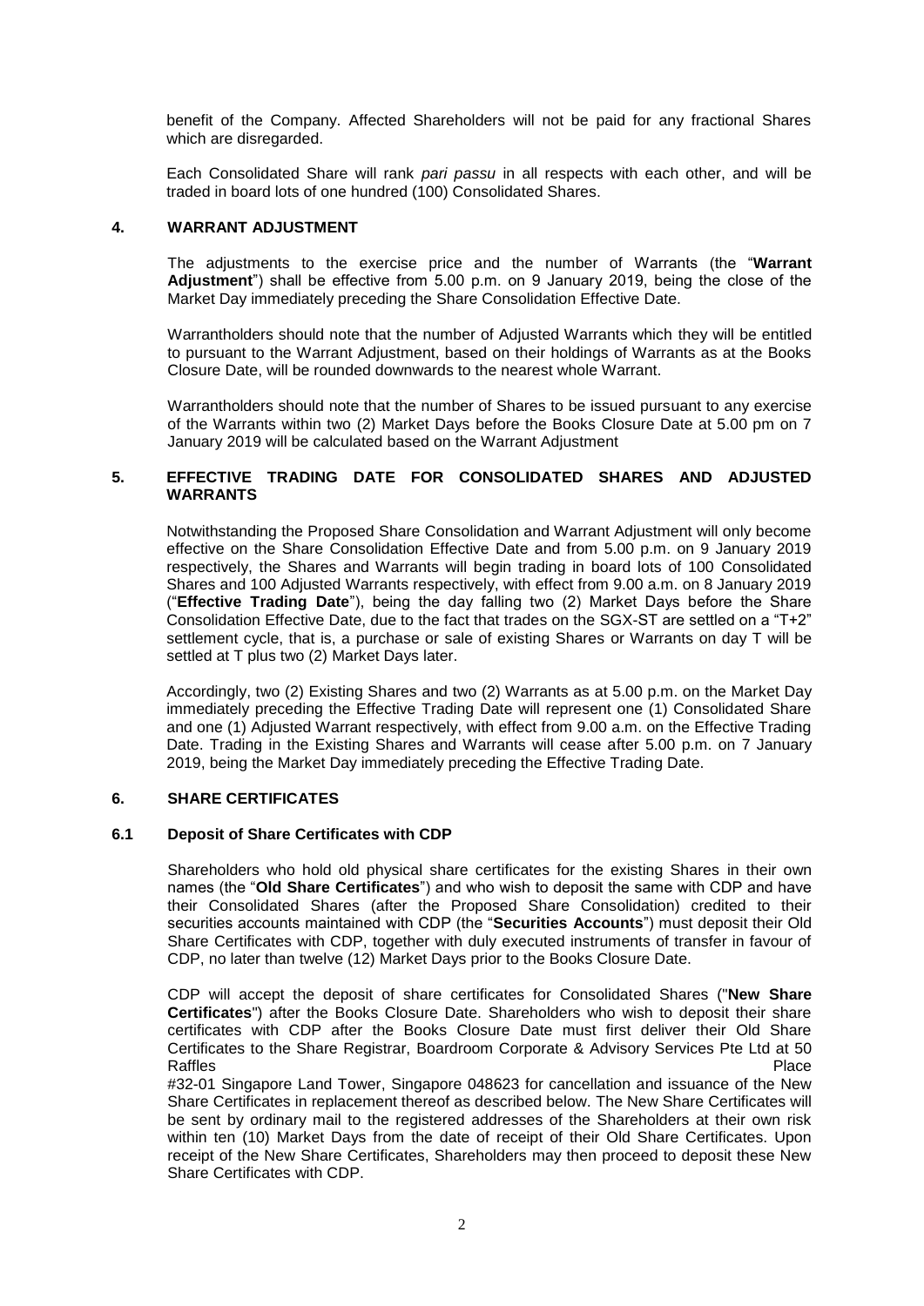benefit of the Company. Affected Shareholders will not be paid for any fractional Shares which are disregarded.

Each Consolidated Share will rank *pari passu* in all respects with each other, and will be traded in board lots of one hundred (100) Consolidated Shares.

## 4. WARRANT ADJUSTMENT

The adjustments to the exercise price and the number of Warrants (the "**Warrant Adjustment**") shall be effective from 5.00 p.m. on 9 January 2019, being the close of the Market Day immediately preceding the Share Consolidation Effective Date.

Warrantholders should note that the number of Adjusted Warrants which they will be entitled to pursuant to the Warrant Adjustment, based on their holdings of Warrants as at the Books Closure Date, will be rounded downwards to the nearest whole Warrant.

Warrantholders should note that the number of Shares to be issued pursuant to any exercise of the Warrants within two (2) Market Days before the Books Closure Date at 5.00 pm on 7 January 2019 will be calculated based on the Warrant Adjustment

## 5. EFFECTIVE TRADING DATE FOR CONSOLIDATED SHARES AND ADJUSTED WARRANTS

Notwithstanding the Proposed Share Consolidation and Warrant Adjustment will only become effective on the Share Consolidation Effective Date and from 5.00 p.m. on 9 January 2019 respectively, the Shares and Warrants will begin trading in board lots of 100 Consolidated Shares and 100 Adjusted Warrants respectively, with effect from 9.00 a.m. on 8 January 2019 ("**Effective Trading Date**"), being the day falling two (2) Market Days before the Share Consolidation Effective Date, due to the fact that trades on the SGX-ST are settled on a "T+2" settlement cycle, that is, a purchase or sale of existing Shares or Warrants on day T will be settled at T plus two (2) Market Days later.

Accordingly, two (2) Existing Shares and two (2) Warrants as at 5.00 p.m. on the Market Day immediately preceding the Effective Trading Date will represent one (1) Consolidated Share and one (1) Adjusted Warrant respectively, with effect from 9.00 a.m. on the Effective Trading Date. Trading in the Existing Shares and Warrants will cease after 5.00 p.m. on 7 January 2019, being the Market Day immediately preceding the Effective Trading Date.

## 6. SHARE CERTIFICATES

### 6.1 Deposit of Share Certificates with CDP

Shareholders who hold old physical share certificates for the existing Shares in their own names (the "**Old Share Certificates**") and who wish to deposit the same with CDP and have their Consolidated Shares (after the Proposed Share Consolidation) credited to their securities accounts maintained with CDP (the "**Securities Accounts**") must deposit their Old Share Certificates with CDP, together with duly executed instruments of transfer in favour of CDP, no later than twelve (12) Market Days prior to the Books Closure Date.

CDP will accept the deposit of share certificates for Consolidated Shares ("**New Share Certificates**") after the Books Closure Date. Shareholders who wish to deposit their share certificates with CDP after the Books Closure Date must first deliver their Old Share Certificates to the Share Registrar, Boardroom Corporate & Advisory Services Pte Ltd at 50 Raffles Place #32-01 Singapore Land Tower, Singapore 048623 for cancellation and issuance of the New Share Certificates in replacement thereof as described below. The New Share Certificates will be sent by ordinary mail to the registered addresses of the Shareholders at their own risk within ten (10) Market Days from the date of receipt of their Old Share Certificates. Upon receipt of the New Share Certificates, Shareholders may then proceed to deposit these New Share Certificates with CDP.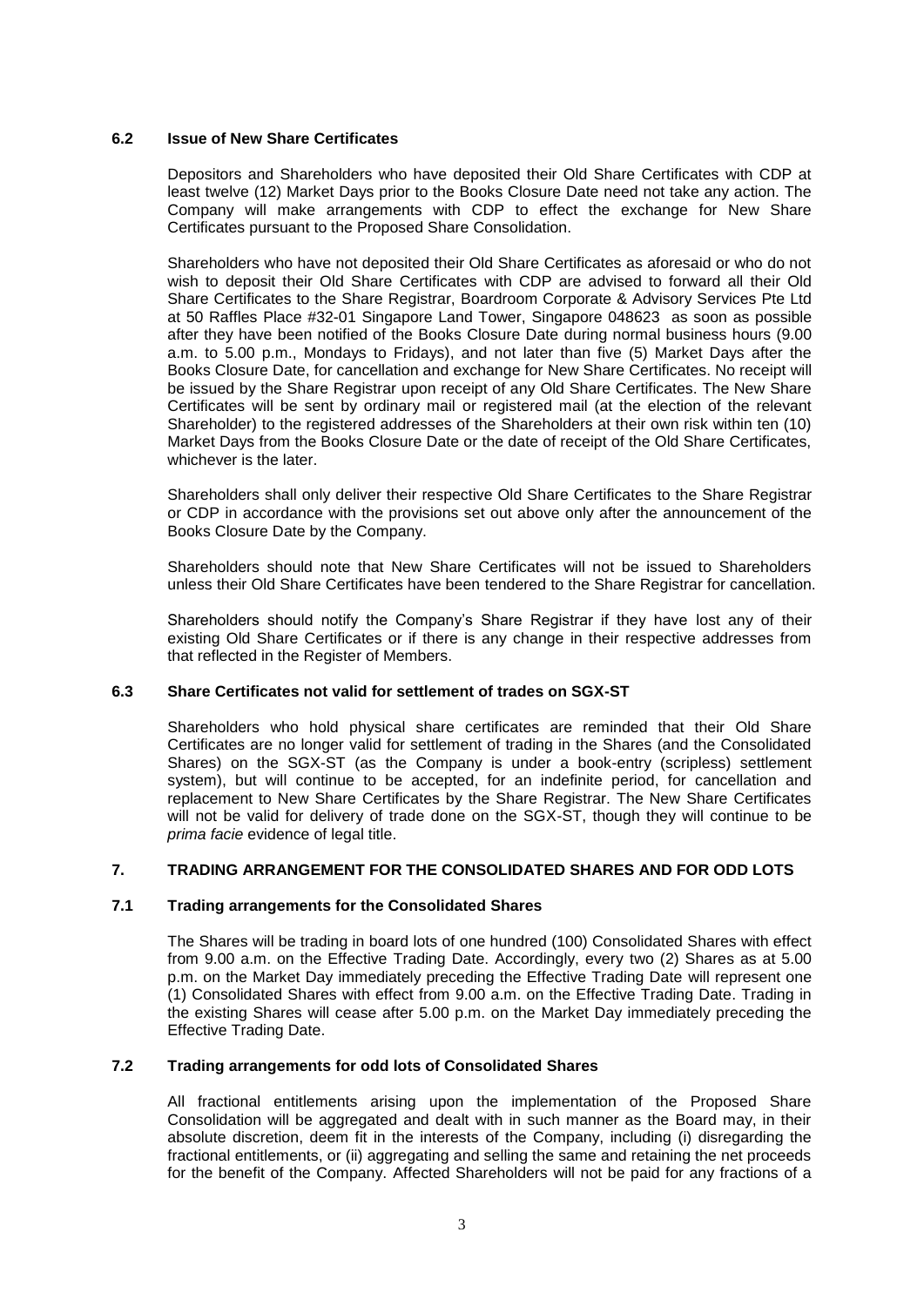### 6.2 Issue of New Share Certificates

Depositors and Shareholders who have deposited their Old Share Certificates with CDP at least twelve (12) Market Days prior to the Books Closure Date need not take any action. The Company will make arrangements with CDP to effect the exchange for New Share Certificates pursuant to the Proposed Share Consolidation.

Shareholders who have not deposited their Old Share Certificates as aforesaid or who do not wish to deposit their Old Share Certificates with CDP are advised to forward all their Old Share Certificates to the Share Registrar, Boardroom Corporate & Advisory Services Pte Ltd at 50 Raffles Place #32-01 Singapore Land Tower, Singapore 048623 as soon as possible after they have been notified of the Books Closure Date during normal business hours (9.00 a.m. to 5.00 p.m., Mondays to Fridays), and not later than five (5) Market Days after the Books Closure Date, for cancellation and exchange for New Share Certificates. No receipt will be issued by the Share Registrar upon receipt of any Old Share Certificates. The New Share Certificates will be sent by ordinary mail or registered mail (at the election of the relevant Shareholder) to the registered addresses of the Shareholders at their own risk within ten (10) Market Days from the Books Closure Date or the date of receipt of the Old Share Certificates, whichever is the later.

Shareholders shall only deliver their respective Old Share Certificates to the Share Registrar or CDP in accordance with the provisions set out above only after the announcement of the Books Closure Date by the Company.

Shareholders should note that New Share Certificates will not be issued to Shareholders unless their Old Share Certificates have been tendered to the Share Registrar for cancellation.

Shareholders should notify the Company's Share Registrar if they have lost any of their existing Old Share Certificates or if there is any change in their respective addresses from that reflected in the Register of Members.

### 6.3 Share Certificates not valid for settlement of trades on SGX-ST

Shareholders who hold physical share certificates are reminded that their Old Share Certificates are no longer valid for settlement of trading in the Shares (and the Consolidated Shares) on the SGX-ST (as the Company is under a book-entry (scripless) settlement system), but will continue to be accepted, for an indefinite period, for cancellation and replacement to New Share Certificates by the Share Registrar. The New Share Certificates will not be valid for delivery of trade done on the SGX-ST, though they will continue to be *prima facie* evidence of legal title.

## 7. TRADING ARRANGEMENT FOR THE CONSOLIDATED SHARES AND FOR ODD LOTS

### 7.1 Trading arrangements for the Consolidated Shares

The Shares will be trading in board lots of one hundred (100) Consolidated Shares with effect from 9.00 a.m. on the Effective Trading Date. Accordingly, every two (2) Shares as at 5.00 p.m. on the Market Day immediately preceding the Effective Trading Date will represent one (1) Consolidated Shares with effect from 9.00 a.m. on the Effective Trading Date. Trading in the existing Shares will cease after 5.00 p.m. on the Market Day immediately preceding the Effective Trading Date.

### 7.2 Trading arrangements for odd lots of Consolidated Shares

All fractional entitlements arising upon the implementation of the Proposed Share Consolidation will be aggregated and dealt with in such manner as the Board may, in their absolute discretion, deem fit in the interests of the Company, including (i) disregarding the fractional entitlements, or (ii) aggregating and selling the same and retaining the net proceeds for the benefit of the Company. Affected Shareholders will not be paid for any fractions of a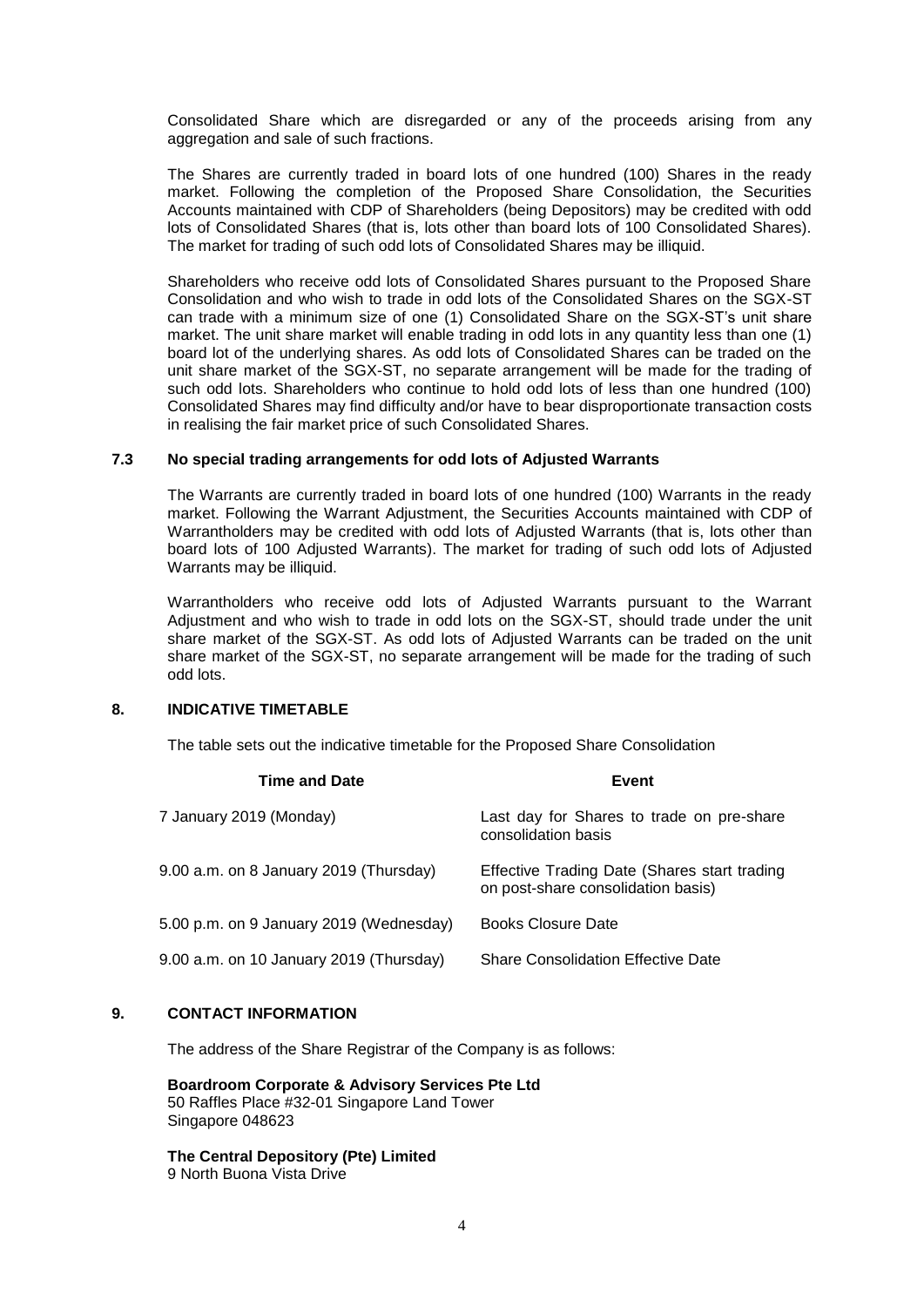Consolidated Share which are disregarded or any of the proceeds arising from any aggregation and sale of such fractions.

The Shares are currently traded in board lots of one hundred (100) Shares in the ready market. Following the completion of the Proposed Share Consolidation, the Securities Accounts maintained with CDP of Shareholders (being Depositors) may be credited with odd lots of Consolidated Shares (that is, lots other than board lots of 100 Consolidated Shares). The market for trading of such odd lots of Consolidated Shares may be illiquid.

Shareholders who receive odd lots of Consolidated Shares pursuant to the Proposed Share Consolidation and who wish to trade in odd lots of the Consolidated Shares on the SGX-ST can trade with a minimum size of one (1) Consolidated Share on the SGX-ST's unit share market. The unit share market will enable trading in odd lots in any quantity less than one (1) board lot of the underlying shares. As odd lots of Consolidated Shares can be traded on the unit share market of the SGX-ST, no separate arrangement will be made for the trading of such odd lots. Shareholders who continue to hold odd lots of less than one hundred (100) Consolidated Shares may find difficulty and/or have to bear disproportionate transaction costs in realising the fair market price of such Consolidated Shares.

### 7.3 No special trading arrangements for odd lots of Adjusted Warrants

The Warrants are currently traded in board lots of one hundred (100) Warrants in the ready market. Following the Warrant Adjustment, the Securities Accounts maintained with CDP of Warrantholders may be credited with odd lots of Adjusted Warrants (that is, lots other than board lots of 100 Adjusted Warrants). The market for trading of such odd lots of Adjusted Warrants may be illiquid.

Warrantholders who receive odd lots of Adjusted Warrants pursuant to the Warrant Adjustment and who wish to trade in odd lots on the SGX-ST, should trade under the unit share market of the SGX-ST. As odd lots of Adjusted Warrants can be traded on the unit share market of the SGX-ST, no separate arrangement will be made for the trading of such odd lots.

## 8. INDICATIVE TIMETABLE

The table sets out the indicative timetable for the Proposed Share Consolidation

| Time and Date | Event |
|---|---|
| 7 January 2019 (Monday) | Last day for Shares to trade on pre-share consolidation basis |
| 9.00 a.m. on 8 January 2019 (Thursday) | Effective Trading Date (Shares start trading on post-share consolidation basis) |
| 5.00 p.m. on 9 January 2019 (Wednesday) | Books Closure Date |
| 9.00 a.m. on 10 January 2019 (Thursday) | Share Consolidation Effective Date |

## 9. CONTACT INFORMATION

The address of the Share Registrar of the Company is as follows:

**Boardroom Corporate & Advisory Services Pte Ltd**
50 Raffles Place #32-01 Singapore Land Tower
Singapore 048623

**The Central Depository (Pte) Limited**
9 North Buona Vista Drive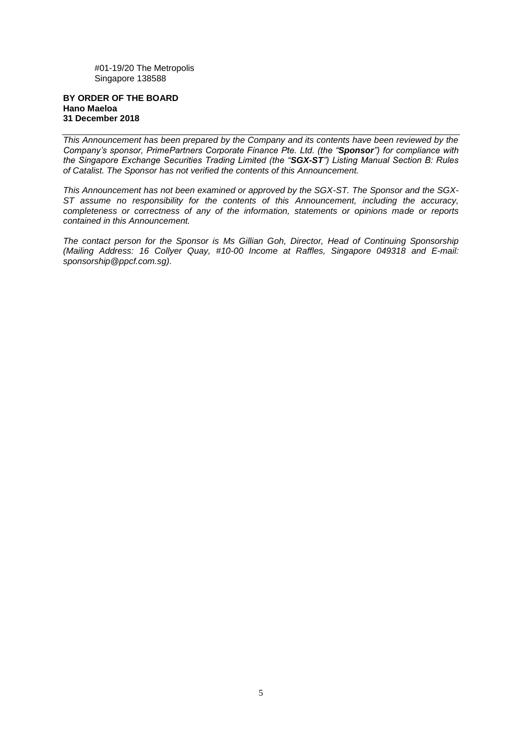#01-19/20 The Metropolis
Singapore 138588

**BY ORDER OF THE BOARD**
**Hano Maeloa**
**31 December 2018**

---

*This Announcement has been prepared by the Company and its contents have been reviewed by the Company's sponsor, PrimePartners Corporate Finance Pte. Ltd. (the "**Sponsor**") for compliance with the Singapore Exchange Securities Trading Limited (the "**SGX-ST**") Listing Manual Section B: Rules of Catalist. The Sponsor has not verified the contents of this Announcement.*

*This Announcement has not been examined or approved by the SGX-ST. The Sponsor and the SGX-ST assume no responsibility for the contents of this Announcement, including the accuracy, completeness or correctness of any of the information, statements or opinions made or reports contained in this Announcement.*

*The contact person for the Sponsor is Ms Gillian Goh, Director, Head of Continuing Sponsorship (Mailing Address: 16 Collyer Quay, #10-00 Income at Raffles, Singapore 049318 and E-mail: sponsorship@ppcf.com.sg).*